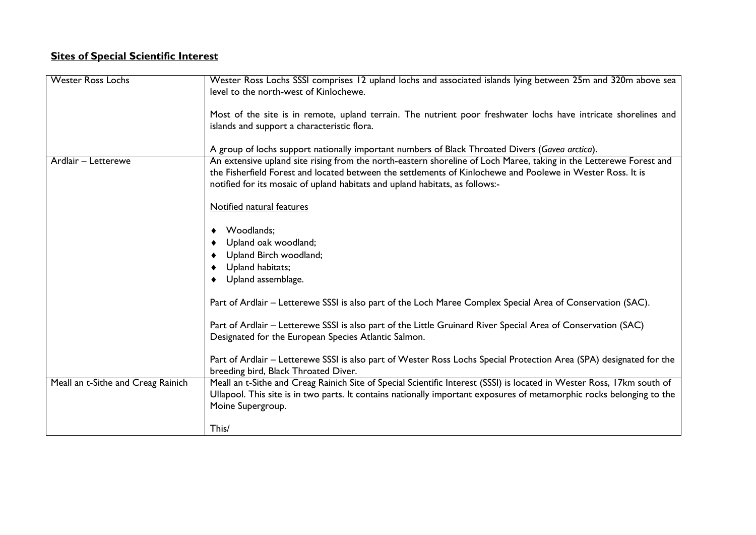## **Sites of Special Scientific Interest**

| | |
|---|---|
| Wester Ross Lochs | Wester Ross Lochs SSSI comprises 12 upland lochs and associated islands lying between 25m and 320m above sea level to the north-west of Kinlochewe.<br><br>Most of the site is in remote, upland terrain. The nutrient poor freshwater lochs have intricate shorelines and islands and support a characteristic flora.<br><br>A group of lochs support nationally important numbers of Black Throated Divers (*Gavea arctica*). |
| Ardlair – Letterewe | An extensive upland site rising from the north-eastern shoreline of Loch Maree, taking in the Letterewe Forest and the Fisherfield Forest and located between the settlements of Kinlochewe and Poolewe in Wester Ross. It is notified for its mosaic of upland habitats and upland habitats, as follows:-<br><br>Notified natural features<br><br>♦ Woodlands;<br>♦ Upland oak woodland;<br>♦ Upland Birch woodland;<br>♦ Upland habitats;<br>♦ Upland assemblage.<br><br>Part of Ardlair – Letterewe SSSI is also part of the Loch Maree Complex Special Area of Conservation (SAC).<br><br>Part of Ardlair – Letterewe SSSI is also part of the Little Gruinard River Special Area of Conservation (SAC) Designated for the European Species Atlantic Salmon.<br><br>Part of Ardlair – Letterewe SSSI is also part of Wester Ross Lochs Special Protection Area (SPA) designated for the breeding bird, Black Throated Diver. |
| Meall an t-Sithe and Creag Rainich | Meall an t-Sithe and Creag Rainich Site of Special Scientific Interest (SSSI) is located in Wester Ross, 17km south of Ullapool. This site is in two parts. It contains nationally important exposures of metamorphic rocks belonging to the Moine Supergroup.<br><br>This/ |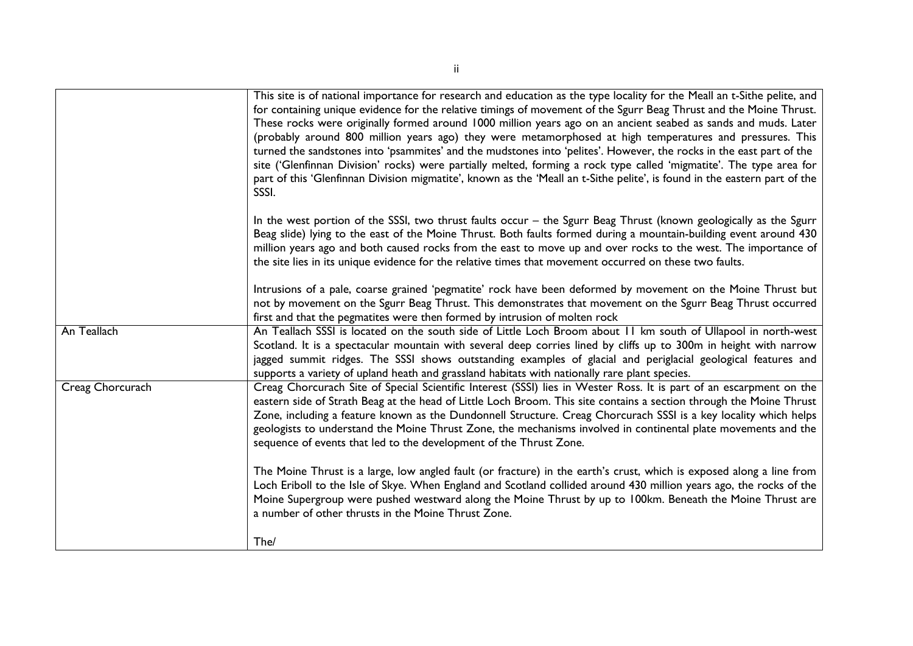| | |
|---|---|
| | This site is of national importance for research and education as the type locality for the Meall an t-Sithe pelite, and for containing unique evidence for the relative timings of movement of the Sgurr Beag Thrust and the Moine Thrust. These rocks were originally formed around 1000 million years ago on an ancient seabed as sands and muds. Later (probably around 800 million years ago) they were metamorphosed at high temperatures and pressures. This turned the sandstones into 'psammites' and the mudstones into 'pelites'. However, the rocks in the east part of the site ('Glenfinnan Division' rocks) were partially melted, forming a rock type called 'migmatite'. The type area for part of this 'Glenfinnan Division migmatite', known as the 'Meall an t-Sithe pelite', is found in the eastern part of the SSSI.<br><br>In the west portion of the SSSI, two thrust faults occur – the Sgurr Beag Thrust (known geologically as the Sgurr Beag slide) lying to the east of the Moine Thrust. Both faults formed during a mountain-building event around 430 million years ago and both caused rocks from the east to move up and over rocks to the west. The importance of the site lies in its unique evidence for the relative times that movement occurred on these two faults.<br><br>Intrusions of a pale, coarse grained 'pegmatite' rock have been deformed by movement on the Moine Thrust but not by movement on the Sgurr Beag Thrust. This demonstrates that movement on the Sgurr Beag Thrust occurred first and that the pegmatites were then formed by intrusion of molten rock |
| An Teallach | An Teallach SSSI is located on the south side of Little Loch Broom about 11 km south of Ullapool in north-west Scotland. It is a spectacular mountain with several deep corries lined by cliffs up to 300m in height with narrow jagged summit ridges. The SSSI shows outstanding examples of glacial and periglacial geological features and supports a variety of upland heath and grassland habitats with nationally rare plant species. |
| Creag Chorcurach | Creag Chorcurach Site of Special Scientific Interest (SSSI) lies in Wester Ross. It is part of an escarpment on the eastern side of Strath Beag at the head of Little Loch Broom. This site contains a section through the Moine Thrust Zone, including a feature known as the Dundonnell Structure. Creag Chorcurach SSSI is a key locality which helps geologists to understand the Moine Thrust Zone, the mechanisms involved in continental plate movements and the sequence of events that led to the development of the Thrust Zone.<br><br>The Moine Thrust is a large, low angled fault (or fracture) in the earth's crust, which is exposed along a line from Loch Eriboll to the Isle of Skye. When England and Scotland collided around 430 million years ago, the rocks of the Moine Supergroup were pushed westward along the Moine Thrust by up to 100km. Beneath the Moine Thrust are a number of other thrusts in the Moine Thrust Zone.<br><br>The/ |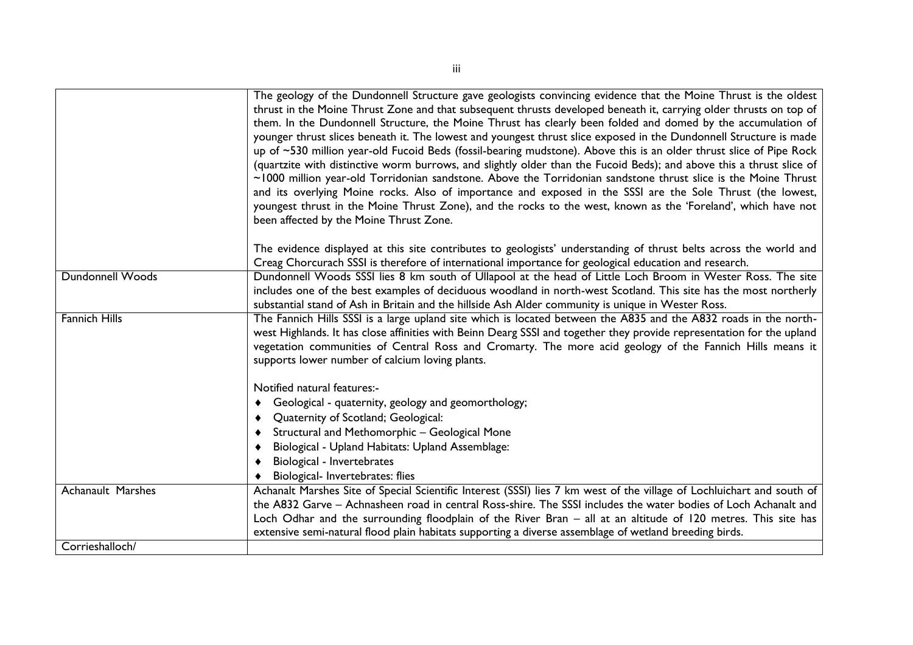| | |
|---|---|
| | The geology of the Dundonnell Structure gave geologists convincing evidence that the Moine Thrust is the oldest thrust in the Moine Thrust Zone and that subsequent thrusts developed beneath it, carrying older thrusts on top of them. In the Dundonnell Structure, the Moine Thrust has clearly been folded and domed by the accumulation of younger thrust slices beneath it. The lowest and youngest thrust slice exposed in the Dundonnell Structure is made up of ~530 million year-old Fucoid Beds (fossil-bearing mudstone). Above this is an older thrust slice of Pipe Rock (quartzite with distinctive worm burrows, and slightly older than the Fucoid Beds); and above this a thrust slice of ~1000 million year-old Torridonian sandstone. Above the Torridonian sandstone thrust slice is the Moine Thrust and its overlying Moine rocks. Also of importance and exposed in the SSSI are the Sole Thrust (the lowest, youngest thrust in the Moine Thrust Zone), and the rocks to the west, known as the 'Foreland', which have not been affected by the Moine Thrust Zone.<br><br>The evidence displayed at this site contributes to geologists' understanding of thrust belts across the world and Creag Chorcurach SSSI is therefore of international importance for geological education and research. |
| Dundonnell Woods | Dundonnell Woods SSSI lies 8 km south of Ullapool at the head of Little Loch Broom in Wester Ross. The site includes one of the best examples of deciduous woodland in north-west Scotland. This site has the most northerly substantial stand of Ash in Britain and the hillside Ash Alder community is unique in Wester Ross. |
| Fannich Hills | The Fannich Hills SSSI is a large upland site which is located between the A835 and the A832 roads in the north-west Highlands. It has close affinities with Beinn Dearg SSSI and together they provide representation for the upland vegetation communities of Central Ross and Cromarty. The more acid geology of the Fannich Hills means it supports lower number of calcium loving plants.<br><br>Notified natural features:-<br>♦ Geological - quaternity, geology and geomorthology;<br>♦ Quaternity of Scotland; Geological:<br>♦ Structural and Methomorphic – Geological Mone<br>♦ Biological - Upland Habitats: Upland Assemblage:<br>♦ Biological - Invertebrates<br>♦ Biological- Invertebrates: flies |
| Achanault Marshes | Achanalt Marshes Site of Special Scientific Interest (SSSI) lies 7 km west of the village of Lochluichart and south of the A832 Garve – Achnasheen road in central Ross-shire. The SSSI includes the water bodies of Loch Achanalt and Loch Odhar and the surrounding floodplain of the River Bran – all at an altitude of 120 metres. This site has extensive semi-natural flood plain habitats supporting a diverse assemblage of wetland breeding birds. |
| Corrieshalloch/ | |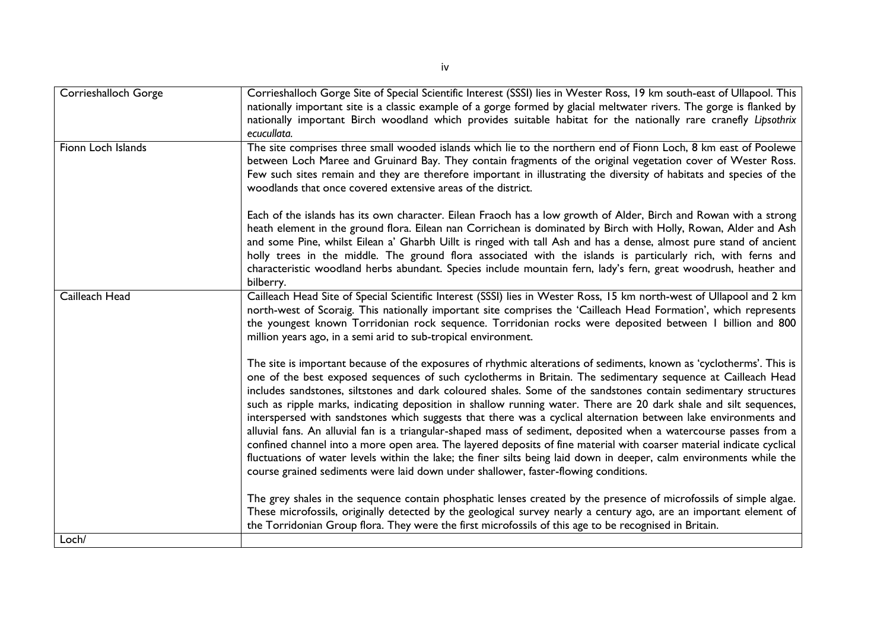| | |
|---|---|
| Corrieshalloch Gorge | Corrieshalloch Gorge Site of Special Scientific Interest (SSSI) lies in Wester Ross, 19 km south-east of Ullapool. This nationally important site is a classic example of a gorge formed by glacial meltwater rivers. The gorge is flanked by nationally important Birch woodland which provides suitable habitat for the nationally rare cranefly *Lipsothrix ecucullata.* |
| Fionn Loch Islands | The site comprises three small wooded islands which lie to the northern end of Fionn Loch, 8 km east of Poolewe between Loch Maree and Gruinard Bay. They contain fragments of the original vegetation cover of Wester Ross. Few such sites remain and they are therefore important in illustrating the diversity of habitats and species of the woodlands that once covered extensive areas of the district.<br><br>Each of the islands has its own character. Eilean Fraoch has a low growth of Alder, Birch and Rowan with a strong heath element in the ground flora. Eilean nan Corrichean is dominated by Birch with Holly, Rowan, Alder and Ash and some Pine, whilst Eilean a' Gharbh Uillt is ringed with tall Ash and has a dense, almost pure stand of ancient holly trees in the middle. The ground flora associated with the islands is particularly rich, with ferns and characteristic woodland herbs abundant. Species include mountain fern, lady's fern, great woodrush, heather and bilberry. |
| Cailleach Head | Cailleach Head Site of Special Scientific Interest (SSSI) lies in Wester Ross, 15 km north-west of Ullapool and 2 km north-west of Scoraig. This nationally important site comprises the 'Cailleach Head Formation', which represents the youngest known Torridonian rock sequence. Torridonian rocks were deposited between 1 billion and 800 million years ago, in a semi arid to sub-tropical environment.<br><br>The site is important because of the exposures of rhythmic alterations of sediments, known as 'cyclotherms'. This is one of the best exposed sequences of such cyclotherms in Britain. The sedimentary sequence at Cailleach Head includes sandstones, siltstones and dark coloured shales. Some of the sandstones contain sedimentary structures such as ripple marks, indicating deposition in shallow running water. There are 20 dark shale and silt sequences, interspersed with sandstones which suggests that there was a cyclical alternation between lake environments and alluvial fans. An alluvial fan is a triangular-shaped mass of sediment, deposited when a watercourse passes from a confined channel into a more open area. The layered deposits of fine material with coarser material indicate cyclical fluctuations of water levels within the lake; the finer silts being laid down in deeper, calm environments while the course grained sediments were laid down under shallower, faster-flowing conditions.<br><br>The grey shales in the sequence contain phosphatic lenses created by the presence of microfossils of simple algae. These microfossils, originally detected by the geological survey nearly a century ago, are an important element of the Torridonian Group flora. They were the first microfossils of this age to be recognised in Britain. |
| Loch/ | |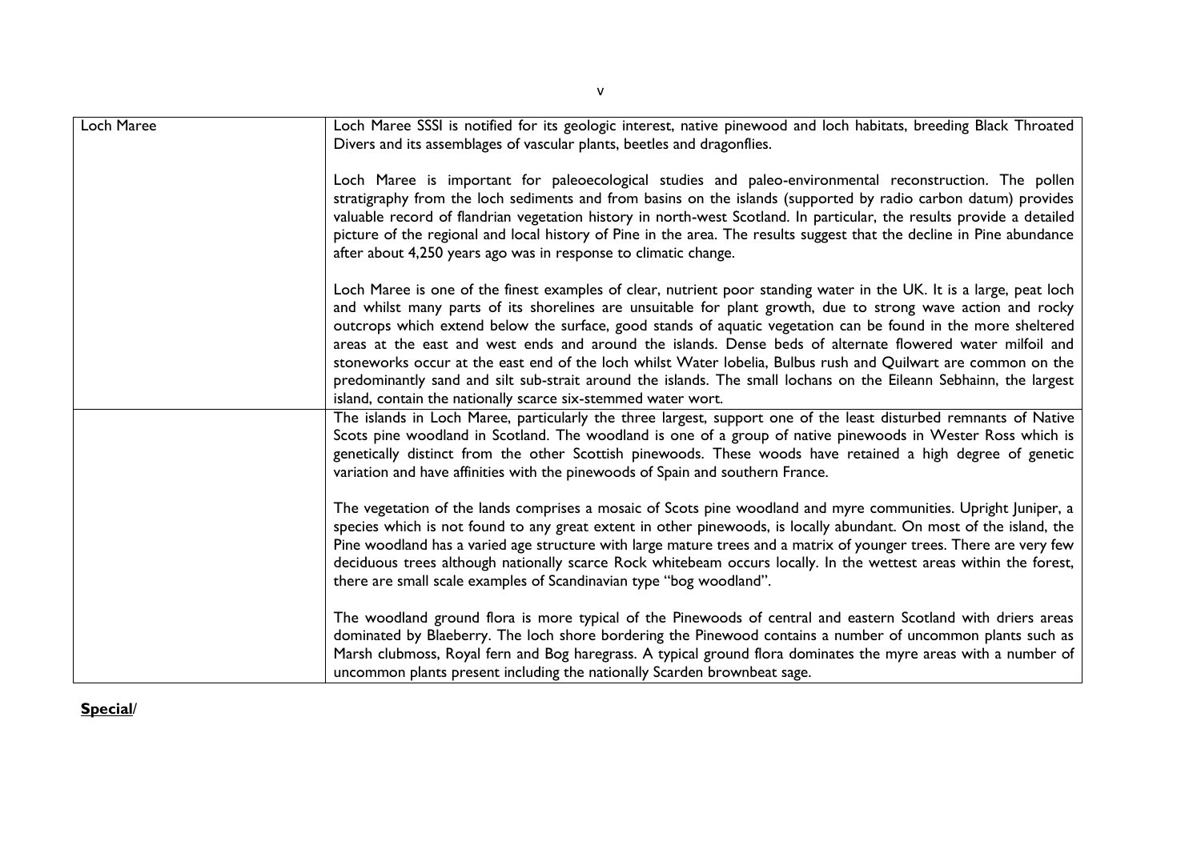| Loch Maree | Loch Maree SSSI is notified for its geologic interest, native pinewood and loch habitats, breeding Black Throated Divers and its assemblages of vascular plants, beetles and dragonflies.<br><br>Loch Maree is important for paleoecological studies and paleo-environmental reconstruction. The pollen stratigraphy from the loch sediments and from basins on the islands (supported by radio carbon datum) provides valuable record of flandrian vegetation history in north-west Scotland. In particular, the results provide a detailed picture of the regional and local history of Pine in the area. The results suggest that the decline in Pine abundance after about 4,250 years ago was in response to climatic change.<br><br>Loch Maree is one of the finest examples of clear, nutrient poor standing water in the UK. It is a large, peat loch and whilst many parts of its shorelines are unsuitable for plant growth, due to strong wave action and rocky outcrops which extend below the surface, good stands of aquatic vegetation can be found in the more sheltered areas at the east and west ends and around the islands. Dense beds of alternate flowered water milfoil and stoneworks occur at the east end of the loch whilst Water lobelia, Bulbus rush and Quilwart are common on the predominantly sand and silt sub-strait around the islands. The small lochans on the Eileann Sebhainn, the largest island, contain the nationally scarce six-stemmed water wort. |
|---|---|
| | The islands in Loch Maree, particularly the three largest, support one of the least disturbed remnants of Native Scots pine woodland in Scotland. The woodland is one of a group of native pinewoods in Wester Ross which is genetically distinct from the other Scottish pinewoods. These woods have retained a high degree of genetic variation and have affinities with the pinewoods of Spain and southern France.<br><br>The vegetation of the lands comprises a mosaic of Scots pine woodland and myre communities. Upright Juniper, a species which is not found to any great extent in other pinewoods, is locally abundant. On most of the island, the Pine woodland has a varied age structure with large mature trees and a matrix of younger trees. There are very few deciduous trees although nationally scarce Rock whitebeam occurs locally. In the wettest areas within the forest, there are small scale examples of Scandinavian type "bog woodland".<br><br>The woodland ground flora is more typical of the Pinewoods of central and eastern Scotland with driers areas dominated by Blaeberry. The loch shore bordering the Pinewood contains a number of uncommon plants such as Marsh clubmoss, Royal fern and Bog haregrass. A typical ground flora dominates the myre areas with a number of uncommon plants present including the nationally Scarden brownbeat sage. |

**Special**/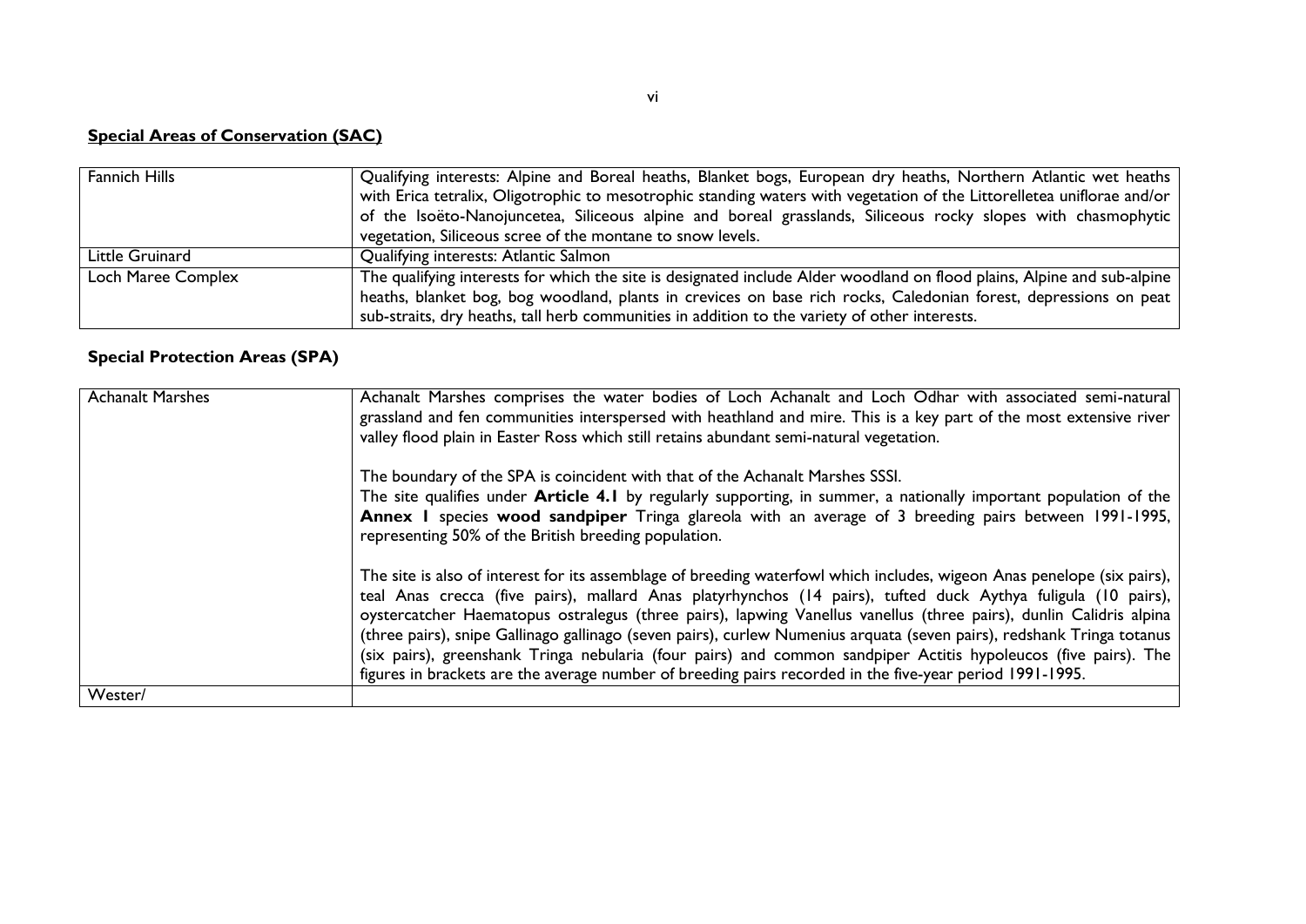## **Special Areas of Conservation (SAC)**

| | |
|---|---|
| Fannich Hills | Qualifying interests: Alpine and Boreal heaths, Blanket bogs, European dry heaths, Northern Atlantic wet heaths with Erica tetralix, Oligotrophic to mesotrophic standing waters with vegetation of the Littorelletea uniflorae and/or of the Isoëto-Nanojuncetea, Siliceous alpine and boreal grasslands, Siliceous rocky slopes with chasmophytic vegetation, Siliceous scree of the montane to snow levels. |
| Little Gruinard | Qualifying interests: Atlantic Salmon |
| Loch Maree Complex | The qualifying interests for which the site is designated include Alder woodland on flood plains, Alpine and sub-alpine heaths, blanket bog, bog woodland, plants in crevices on base rich rocks, Caledonian forest, depressions on peat sub-straits, dry heaths, tall herb communities in addition to the variety of other interests. |

## **Special Protection Areas (SPA)**

| | |
|---|---|
| Achanalt Marshes | Achanalt Marshes comprises the water bodies of Loch Achanalt and Loch Odhar with associated semi-natural grassland and fen communities interspersed with heathland and mire. This is a key part of the most extensive river valley flood plain in Easter Ross which still retains abundant semi-natural vegetation.<br><br>The boundary of the SPA is coincident with that of the Achanalt Marshes SSSI.<br>The site qualifies under **Article 4.1** by regularly supporting, in summer, a nationally important population of the **Annex I** species **wood sandpiper** Tringa glareola with an average of 3 breeding pairs between 1991-1995, representing 50% of the British breeding population.<br><br>The site is also of interest for its assemblage of breeding waterfowl which includes, wigeon Anas penelope (six pairs), teal Anas crecca (five pairs), mallard Anas platyrhynchos (14 pairs), tufted duck Aythya fuligula (10 pairs), oystercatcher Haematopus ostralegus (three pairs), lapwing Vanellus vanellus (three pairs), dunlin Calidris alpina (three pairs), snipe Gallinago gallinago (seven pairs), curlew Numenius arquata (seven pairs), redshank Tringa totanus (six pairs), greenshank Tringa nebularia (four pairs) and common sandpiper Actitis hypoleucos (five pairs). The figures in brackets are the average number of breeding pairs recorded in the five-year period 1991-1995. |
| Wester/ | |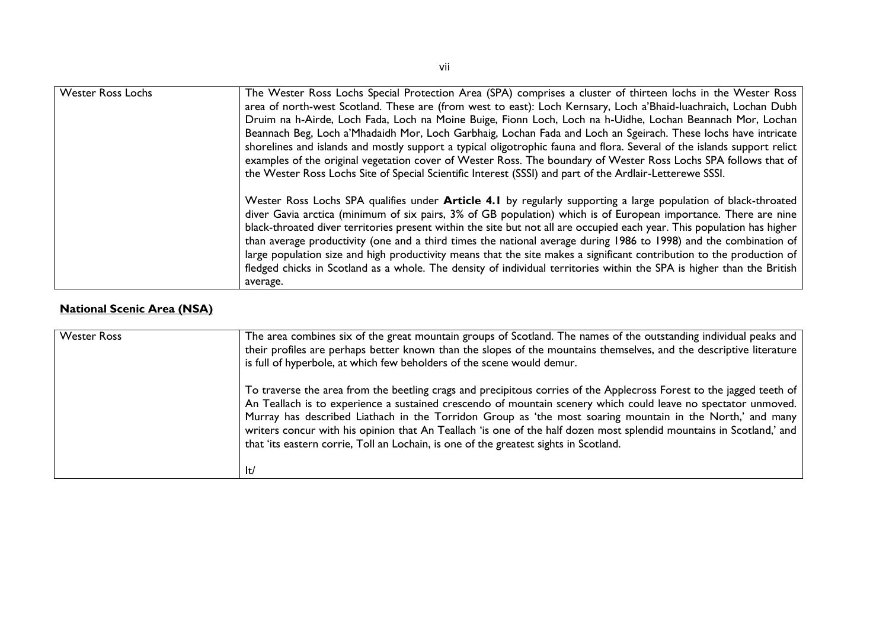| Wester Ross Lochs | The Wester Ross Lochs Special Protection Area (SPA) comprises a cluster of thirteen lochs in the Wester Ross area of north-west Scotland. These are (from west to east): Loch Kernsary, Loch a'Bhaid-luachraich, Lochan Dubh Druim na h-Airde, Loch Fada, Loch na Moine Buige, Fionn Loch, Loch na h-Uidhe, Lochan Beannach Mor, Lochan Beannach Beg, Loch a'Mhadaidh Mor, Loch Garbhaig, Lochan Fada and Loch an Sgeirach. These lochs have intricate shorelines and islands and mostly support a typical oligotrophic fauna and flora. Several of the islands support relict examples of the original vegetation cover of Wester Ross. The boundary of Wester Ross Lochs SPA follows that of the Wester Ross Lochs Site of Special Scientific Interest (SSSI) and part of the Ardlair-Letterewe SSSI.<br><br>Wester Ross Lochs SPA qualifies under **Article 4.1** by regularly supporting a large population of black-throated diver Gavia arctica (minimum of six pairs, 3% of GB population) which is of European importance. There are nine black-throated diver territories present within the site but not all are occupied each year. This population has higher than average productivity (one and a third times the national average during 1986 to 1998) and the combination of large population size and high productivity means that the site makes a significant contribution to the production of fledged chicks in Scotland as a whole. The density of individual territories within the SPA is higher than the British average. |
|---|---|

**National Scenic Area (NSA)**

| Wester Ross | The area combines six of the great mountain groups of Scotland. The names of the outstanding individual peaks and their profiles are perhaps better known than the slopes of the mountains themselves, and the descriptive literature is full of hyperbole, at which few beholders of the scene would demur.<br><br>To traverse the area from the beetling crags and precipitous corries of the Applecross Forest to the jagged teeth of An Teallach is to experience a sustained crescendo of mountain scenery which could leave no spectator unmoved. Murray has described Liathach in the Torridon Group as 'the most soaring mountain in the North,' and many writers concur with his opinion that An Teallach 'is one of the half dozen most splendid mountains in Scotland,' and that 'its eastern corrie, Toll an Lochain, is one of the greatest sights in Scotland.<br><br>It/ |
|---|---|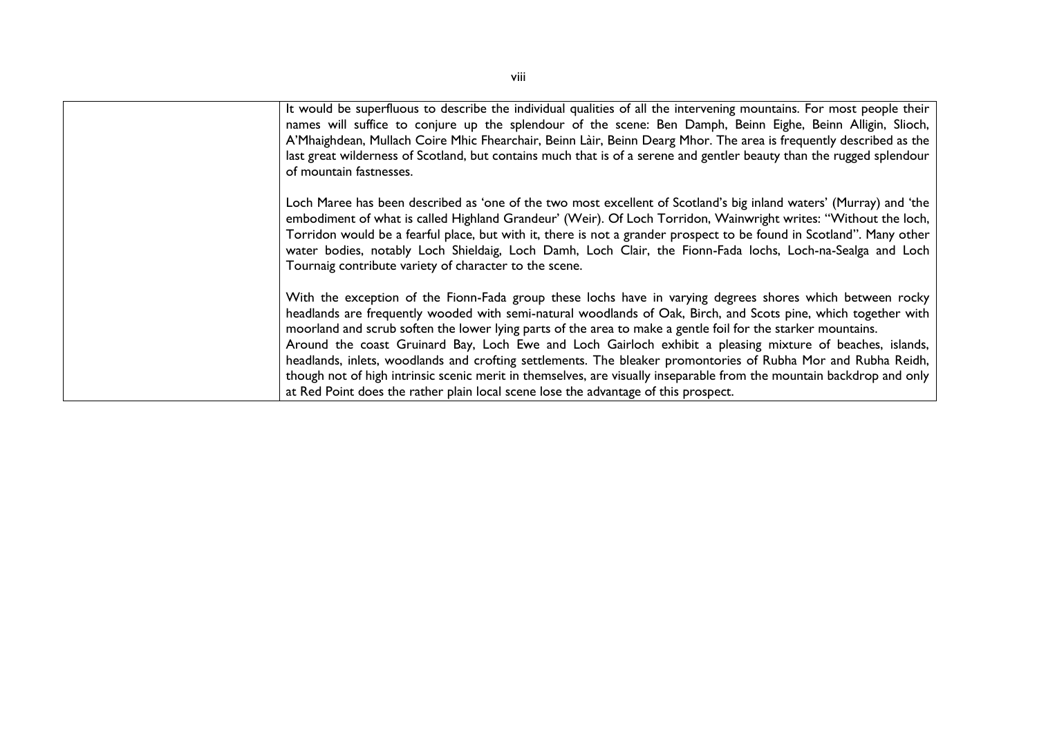| | |
|---|---|
| | It would be superfluous to describe the individual qualities of all the intervening mountains. For most people their names will suffice to conjure up the splendour of the scene: Ben Damph, Beinn Eighe, Beinn Alligin, Slioch, A'Mhaighdean, Mullach Coire Mhic Fhearchair, Beinn Làir, Beinn Dearg Mhor. The area is frequently described as the last great wilderness of Scotland, but contains much that is of a serene and gentler beauty than the rugged splendour of mountain fastnesses.<br><br>Loch Maree has been described as 'one of the two most excellent of Scotland's big inland waters' (Murray) and 'the embodiment of what is called Highland Grandeur' (Weir). Of Loch Torridon, Wainwright writes: "Without the loch, Torridon would be a fearful place, but with it, there is not a grander prospect to be found in Scotland". Many other water bodies, notably Loch Shieldaig, Loch Damh, Loch Clair, the Fionn-Fada lochs, Loch-na-Sealga and Loch Tournaig contribute variety of character to the scene.<br><br>With the exception of the Fionn-Fada group these lochs have in varying degrees shores which between rocky headlands are frequently wooded with semi-natural woodlands of Oak, Birch, and Scots pine, which together with moorland and scrub soften the lower lying parts of the area to make a gentle foil for the starker mountains.<br>Around the coast Gruinard Bay, Loch Ewe and Loch Gairloch exhibit a pleasing mixture of beaches, islands, headlands, inlets, woodlands and crofting settlements. The bleaker promontories of Rubha Mor and Rubha Reidh, though not of high intrinsic scenic merit in themselves, are visually inseparable from the mountain backdrop and only at Red Point does the rather plain local scene lose the advantage of this prospect. |